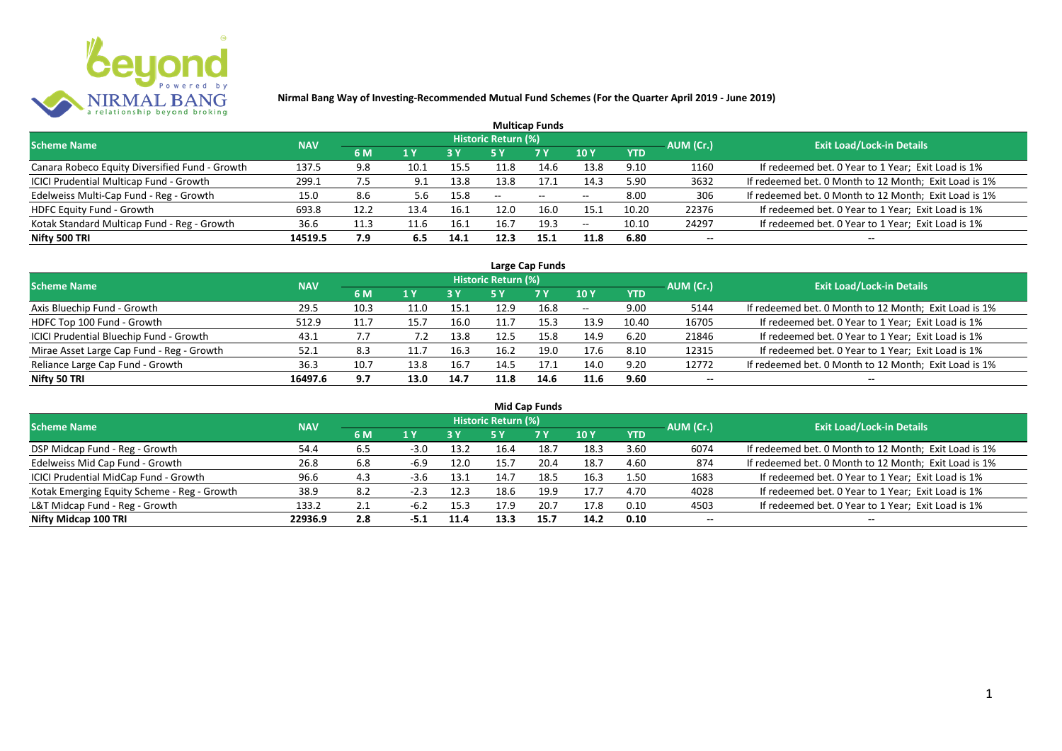# Nirmal Bang Way of Investing-Recommended Mutual Fund Schemes (For the Quarter April 2019 - June 2019)

## Multicap Funds

| Scheme Name | NAV | Historic Return (%) | | | | | | | AUM (Cr.) | Exit Load/Lock-in Details |
|---|---|---|---|---|---|---|---|---|---|---|
| | | 6 M | 1 Y | 3 Y | 5 Y | 7 Y | 10 Y | YTD | | |
| Canara Robeco Equity Diversified Fund - Growth | 137.5 | 9.8 | 10.1 | 15.5 | 11.8 | 14.6 | 13.8 | 9.10 | 1160 | If redeemed bet. 0 Year to 1 Year; Exit Load is 1% |
| ICICI Prudential Multicap Fund - Growth | 299.1 | 7.5 | 9.1 | 13.8 | 13.8 | 17.1 | 14.3 | 5.90 | 3632 | If redeemed bet. 0 Month to 12 Month; Exit Load is 1% |
| Edelweiss Multi-Cap Fund - Reg - Growth | 15.0 | 8.6 | 5.6 | 15.8 | -- | -- | -- | 8.00 | 306 | If redeemed bet. 0 Month to 12 Month; Exit Load is 1% |
| HDFC Equity Fund - Growth | 693.8 | 12.2 | 13.4 | 16.1 | 12.0 | 16.0 | 15.1 | 10.20 | 22376 | If redeemed bet. 0 Year to 1 Year; Exit Load is 1% |
| Kotak Standard Multicap Fund - Reg - Growth | 36.6 | 11.3 | 11.6 | 16.1 | 16.7 | 19.3 | -- | 10.10 | 24297 | If redeemed bet. 0 Year to 1 Year; Exit Load is 1% |
| **Nifty 500 TRI** | **14519.5** | **7.9** | **6.5** | **14.1** | **12.3** | **15.1** | **11.8** | **6.80** | **--** | **--** |

## Large Cap Funds

| Scheme Name | NAV | Historic Return (%) | | | | | | | AUM (Cr.) | Exit Load/Lock-in Details |
|---|---|---|---|---|---|---|---|---|---|---|
| | | 6 M | 1 Y | 3 Y | 5 Y | 7 Y | 10 Y | YTD | | |
| Axis Bluechip Fund - Growth | 29.5 | 10.3 | 11.0 | 15.1 | 12.9 | 16.8 | -- | 9.00 | 5144 | If redeemed bet. 0 Month to 12 Month; Exit Load is 1% |
| HDFC Top 100 Fund - Growth | 512.9 | 11.7 | 15.7 | 16.0 | 11.7 | 15.3 | 13.9 | 10.40 | 16705 | If redeemed bet. 0 Year to 1 Year; Exit Load is 1% |
| ICICI Prudential Bluechip Fund - Growth | 43.1 | 7.7 | 7.2 | 13.8 | 12.5 | 15.8 | 14.9 | 6.20 | 21846 | If redeemed bet. 0 Year to 1 Year; Exit Load is 1% |
| Mirae Asset Large Cap Fund - Reg - Growth | 52.1 | 8.3 | 11.7 | 16.3 | 16.2 | 19.0 | 17.6 | 8.10 | 12315 | If redeemed bet. 0 Year to 1 Year; Exit Load is 1% |
| Reliance Large Cap Fund - Growth | 36.3 | 10.7 | 13.8 | 16.7 | 14.5 | 17.1 | 14.0 | 9.20 | 12772 | If redeemed bet. 0 Month to 12 Month; Exit Load is 1% |
| **Nifty 50 TRI** | **16497.6** | **9.7** | **13.0** | **14.7** | **11.8** | **14.6** | **11.6** | **9.60** | **--** | **--** |

## Mid Cap Funds

| Scheme Name | NAV | Historic Return (%) | | | | | | | AUM (Cr.) | Exit Load/Lock-in Details |
|---|---|---|---|---|---|---|---|---|---|---|
| | | 6 M | 1 Y | 3 Y | 5 Y | 7 Y | 10 Y | YTD | | |
| DSP Midcap Fund - Reg - Growth | 54.4 | 6.5 | -3.0 | 13.2 | 16.4 | 18.7 | 18.3 | 3.60 | 6074 | If redeemed bet. 0 Month to 12 Month; Exit Load is 1% |
| Edelweiss Mid Cap Fund - Growth | 26.8 | 6.8 | -6.9 | 12.0 | 15.7 | 20.4 | 18.7 | 4.60 | 874 | If redeemed bet. 0 Month to 12 Month; Exit Load is 1% |
| ICICI Prudential MidCap Fund - Growth | 96.6 | 4.3 | -3.6 | 13.1 | 14.7 | 18.5 | 16.3 | 1.50 | 1683 | If redeemed bet. 0 Year to 1 Year; Exit Load is 1% |
| Kotak Emerging Equity Scheme - Reg - Growth | 38.9 | 8.2 | -2.3 | 12.3 | 18.6 | 19.9 | 17.7 | 4.70 | 4028 | If redeemed bet. 0 Year to 1 Year; Exit Load is 1% |
| L&T Midcap Fund - Reg - Growth | 133.2 | 2.1 | -6.2 | 15.3 | 17.9 | 20.7 | 17.8 | 0.10 | 4503 | If redeemed bet. 0 Year to 1 Year; Exit Load is 1% |
| **Nifty Midcap 100 TRI** | **22936.9** | **2.8** | **-5.1** | **11.4** | **13.3** | **15.7** | **14.2** | **0.10** | **--** | **--** |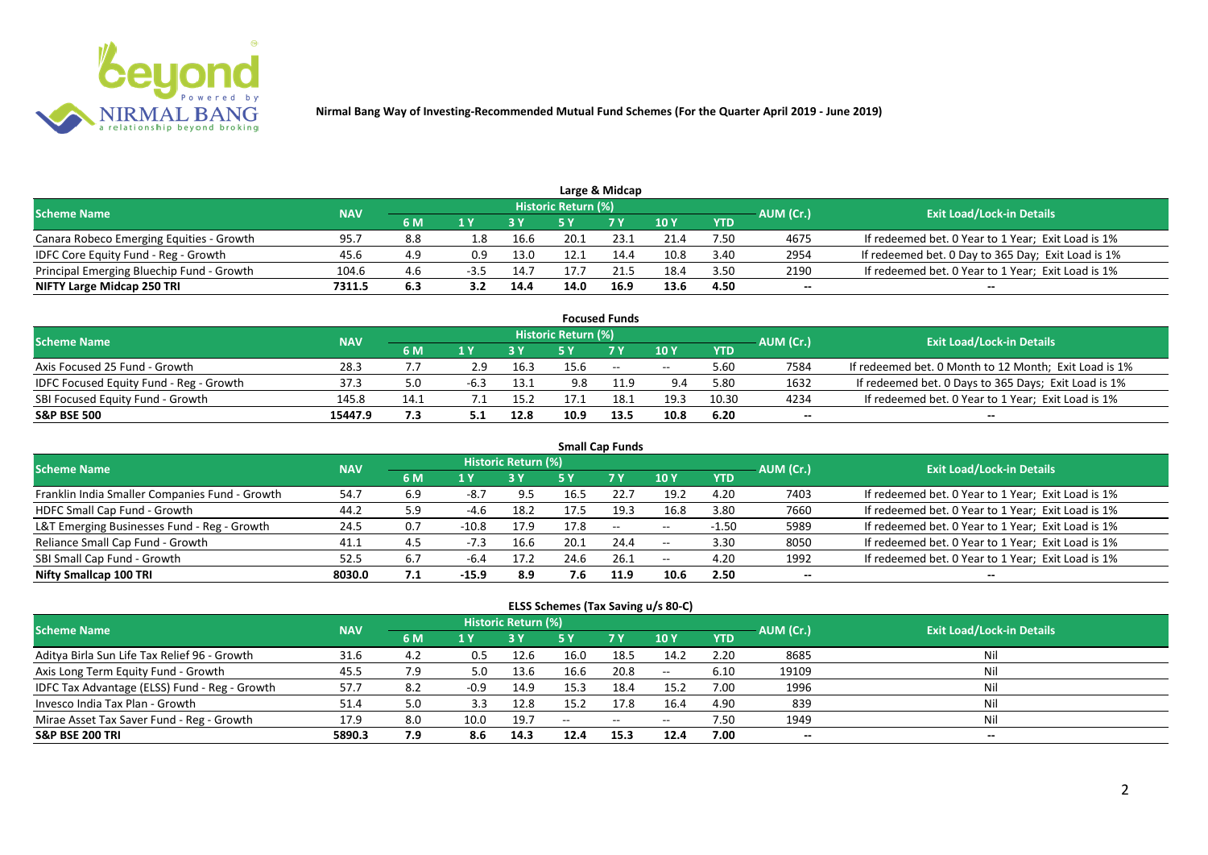**Nirmal Bang Way of Investing-Recommended Mutual Fund Schemes (For the Quarter April 2019 - June 2019)**

## Large & Midcap

| Scheme Name | NAV | Historic Return (%) | | | | | | | AUM (Cr.) | Exit Load/Lock-in Details |
|---|---|---|---|---|---|---|---|---|---|---|
| | | 6 M | 1 Y | 3 Y | 5 Y | 7 Y | 10 Y | YTD | | |
| Canara Robeco Emerging Equities - Growth | 95.7 | 8.8 | 1.8 | 16.6 | 20.1 | 23.1 | 21.4 | 7.50 | 4675 | If redeemed bet. 0 Year to 1 Year; Exit Load is 1% |
| IDFC Core Equity Fund - Reg - Growth | 45.6 | 4.9 | 0.9 | 13.0 | 12.1 | 14.4 | 10.8 | 3.40 | 2954 | If redeemed bet. 0 Day to 365 Day; Exit Load is 1% |
| Principal Emerging Bluechip Fund - Growth | 104.6 | 4.6 | -3.5 | 14.7 | 17.7 | 21.5 | 18.4 | 3.50 | 2190 | If redeemed bet. 0 Year to 1 Year; Exit Load is 1% |
| **NIFTY Large Midcap 250 TRI** | **7311.5** | **6.3** | **3.2** | **14.4** | **14.0** | **16.9** | **13.6** | **4.50** | **--** | **--** |

## Focused Funds

| Scheme Name | NAV | Historic Return (%) | | | | | | | AUM (Cr.) | Exit Load/Lock-in Details |
|---|---|---|---|---|---|---|---|---|---|---|
| | | 6 M | 1 Y | 3 Y | 5 Y | 7 Y | 10 Y | YTD | | |
| Axis Focused 25 Fund - Growth | 28.3 | 7.7 | 2.9 | 16.3 | 15.6 | -- | -- | 5.60 | 7584 | If redeemed bet. 0 Month to 12 Month; Exit Load is 1% |
| IDFC Focused Equity Fund - Reg - Growth | 37.3 | 5.0 | -6.3 | 13.1 | 9.8 | 11.9 | 9.4 | 5.80 | 1632 | If redeemed bet. 0 Days to 365 Days; Exit Load is 1% |
| SBI Focused Equity Fund - Growth | 145.8 | 14.1 | 7.1 | 15.2 | 17.1 | 18.1 | 19.3 | 10.30 | 4234 | If redeemed bet. 0 Year to 1 Year; Exit Load is 1% |
| **S&P BSE 500** | **15447.9** | **7.3** | **5.1** | **12.8** | **10.9** | **13.5** | **10.8** | **6.20** | **--** | **--** |

## Small Cap Funds

| Scheme Name | NAV | Historic Return (%) | | | | | | | AUM (Cr.) | Exit Load/Lock-in Details |
|---|---|---|---|---|---|---|---|---|---|---|
| | | 6 M | 1 Y | 3 Y | 5 Y | 7 Y | 10 Y | YTD | | |
| Franklin India Smaller Companies Fund - Growth | 54.7 | 6.9 | -8.7 | 9.5 | 16.5 | 22.7 | 19.2 | 4.20 | 7403 | If redeemed bet. 0 Year to 1 Year; Exit Load is 1% |
| HDFC Small Cap Fund - Growth | 44.2 | 5.9 | -4.6 | 18.2 | 17.5 | 19.3 | 16.8 | 3.80 | 7660 | If redeemed bet. 0 Year to 1 Year; Exit Load is 1% |
| L&T Emerging Businesses Fund - Reg - Growth | 24.5 | 0.7 | -10.8 | 17.9 | 17.8 | -- | -- | -1.50 | 5989 | If redeemed bet. 0 Year to 1 Year; Exit Load is 1% |
| Reliance Small Cap Fund - Growth | 41.1 | 4.5 | -7.3 | 16.6 | 20.1 | 24.4 | -- | 3.30 | 8050 | If redeemed bet. 0 Year to 1 Year; Exit Load is 1% |
| SBI Small Cap Fund - Growth | 52.5 | 6.7 | -6.4 | 17.2 | 24.6 | 26.1 | -- | 4.20 | 1992 | If redeemed bet. 0 Year to 1 Year; Exit Load is 1% |
| **Nifty Smallcap 100 TRI** | **8030.0** | **7.1** | **-15.9** | **8.9** | **7.6** | **11.9** | **10.6** | **2.50** | **--** | **--** |

## ELSS Schemes (Tax Saving u/s 80-C)

| Scheme Name | NAV | Historic Return (%) | | | | | | | AUM (Cr.) | Exit Load/Lock-in Details |
|---|---|---|---|---|---|---|---|---|---|---|
| | | 6 M | 1 Y | 3 Y | 5 Y | 7 Y | 10 Y | YTD | | |
| Aditya Birla Sun Life Tax Relief 96 - Growth | 31.6 | 4.2 | 0.5 | 12.6 | 16.0 | 18.5 | 14.2 | 2.20 | 8685 | Nil |
| Axis Long Term Equity Fund - Growth | 45.5 | 7.9 | 5.0 | 13.6 | 16.6 | 20.8 | -- | 6.10 | 19109 | Nil |
| IDFC Tax Advantage (ELSS) Fund - Reg - Growth | 57.7 | 8.2 | -0.9 | 14.9 | 15.3 | 18.4 | 15.2 | 7.00 | 1996 | Nil |
| Invesco India Tax Plan - Growth | 51.4 | 5.0 | 3.3 | 12.8 | 15.2 | 17.8 | 16.4 | 4.90 | 839 | Nil |
| Mirae Asset Tax Saver Fund - Reg - Growth | 17.9 | 8.0 | 10.0 | 19.7 | -- | -- | -- | 7.50 | 1949 | Nil |
| **S&P BSE 200 TRI** | **5890.3** | **7.9** | **8.6** | **14.3** | **12.4** | **15.3** | **12.4** | **7.00** | **--** | **--** |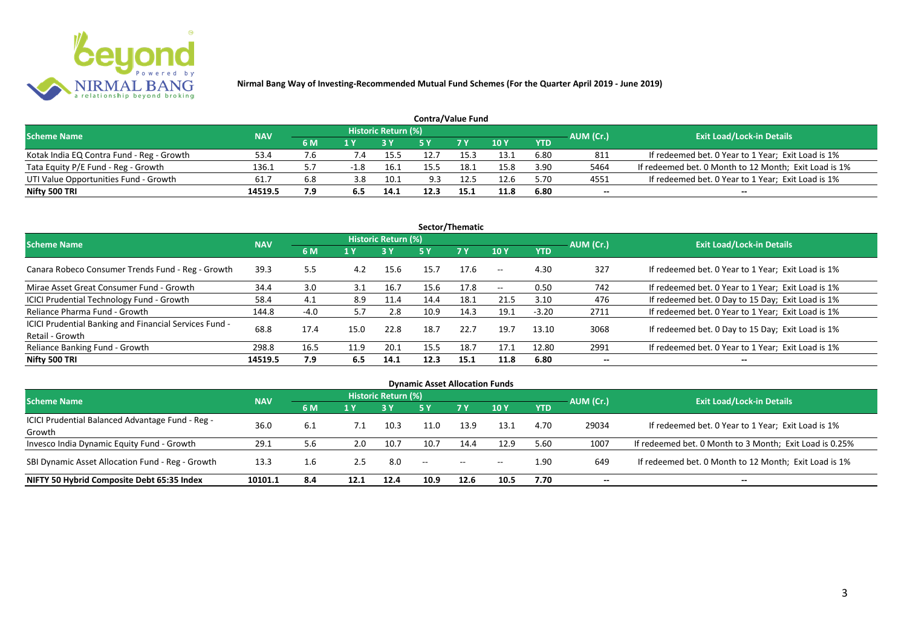**Nirmal Bang Way of Investing-Recommended Mutual Fund Schemes (For the Quarter April 2019 - June 2019)**

### Contra/Value Fund

| Scheme Name | NAV | Historic Return (%) | | | | | | | AUM (Cr.) | Exit Load/Lock-in Details |
|---|---|---|---|---|---|---|---|---|---|---|
| | | 6 M | 1 Y | 3 Y | 5 Y | 7 Y | 10 Y | YTD | | |
| Kotak India EQ Contra Fund - Reg - Growth | 53.4 | 7.6 | 7.4 | 15.5 | 12.7 | 15.3 | 13.1 | 6.80 | 811 | If redeemed bet. 0 Year to 1 Year; Exit Load is 1% |
| Tata Equity P/E Fund - Reg - Growth | 136.1 | 5.7 | -1.8 | 16.1 | 15.5 | 18.1 | 15.8 | 3.90 | 5464 | If redeemed bet. 0 Month to 12 Month; Exit Load is 1% |
| UTI Value Opportunities Fund - Growth | 61.7 | 6.8 | 3.8 | 10.1 | 9.3 | 12.5 | 12.6 | 5.70 | 4551 | If redeemed bet. 0 Year to 1 Year; Exit Load is 1% |
| **Nifty 500 TRI** | **14519.5** | **7.9** | **6.5** | **14.1** | **12.3** | **15.1** | **11.8** | **6.80** | **--** | **--** |

### Sector/Thematic

| Scheme Name | NAV | Historic Return (%) | | | | | | | AUM (Cr.) | Exit Load/Lock-in Details |
|---|---|---|---|---|---|---|---|---|---|---|
| | | 6 M | 1 Y | 3 Y | 5 Y | 7 Y | 10 Y | YTD | | |
| Canara Robeco Consumer Trends Fund - Reg - Growth | 39.3 | 5.5 | 4.2 | 15.6 | 15.7 | 17.6 | -- | 4.30 | 327 | If redeemed bet. 0 Year to 1 Year; Exit Load is 1% |
| Mirae Asset Great Consumer Fund - Growth | 34.4 | 3.0 | 3.1 | 16.7 | 15.6 | 17.8 | -- | 0.50 | 742 | If redeemed bet. 0 Year to 1 Year; Exit Load is 1% |
| ICICI Prudential Technology Fund - Growth | 58.4 | 4.1 | 8.9 | 11.4 | 14.4 | 18.1 | 21.5 | 3.10 | 476 | If redeemed bet. 0 Day to 15 Day; Exit Load is 1% |
| Reliance Pharma Fund - Growth | 144.8 | -4.0 | 5.7 | 2.8 | 10.9 | 14.3 | 19.1 | -3.20 | 2711 | If redeemed bet. 0 Year to 1 Year; Exit Load is 1% |
| ICICI Prudential Banking and Financial Services Fund - Retail - Growth | 68.8 | 17.4 | 15.0 | 22.8 | 18.7 | 22.7 | 19.7 | 13.10 | 3068 | If redeemed bet. 0 Day to 15 Day; Exit Load is 1% |
| Reliance Banking Fund - Growth | 298.8 | 16.5 | 11.9 | 20.1 | 15.5 | 18.7 | 17.1 | 12.80 | 2991 | If redeemed bet. 0 Year to 1 Year; Exit Load is 1% |
| **Nifty 500 TRI** | **14519.5** | **7.9** | **6.5** | **14.1** | **12.3** | **15.1** | **11.8** | **6.80** | **--** | **--** |

### Dynamic Asset Allocation Funds

| Scheme Name | NAV | Historic Return (%) | | | | | | | AUM (Cr.) | Exit Load/Lock-in Details |
|---|---|---|---|---|---|---|---|---|---|---|
| | | 6 M | 1 Y | 3 Y | 5 Y | 7 Y | 10 Y | YTD | | |
| ICICI Prudential Balanced Advantage Fund - Reg - Growth | 36.0 | 6.1 | 7.1 | 10.3 | 11.0 | 13.9 | 13.1 | 4.70 | 29034 | If redeemed bet. 0 Year to 1 Year; Exit Load is 1% |
| Invesco India Dynamic Equity Fund - Growth | 29.1 | 5.6 | 2.0 | 10.7 | 10.7 | 14.4 | 12.9 | 5.60 | 1007 | If redeemed bet. 0 Month to 3 Month; Exit Load is 0.25% |
| SBI Dynamic Asset Allocation Fund - Reg - Growth | 13.3 | 1.6 | 2.5 | 8.0 | -- | -- | -- | 1.90 | 649 | If redeemed bet. 0 Month to 12 Month; Exit Load is 1% |
| **NIFTY 50 Hybrid Composite Debt 65:35 Index** | **10101.1** | **8.4** | **12.1** | **12.4** | **10.9** | **12.6** | **10.5** | **7.70** | **--** | **--** |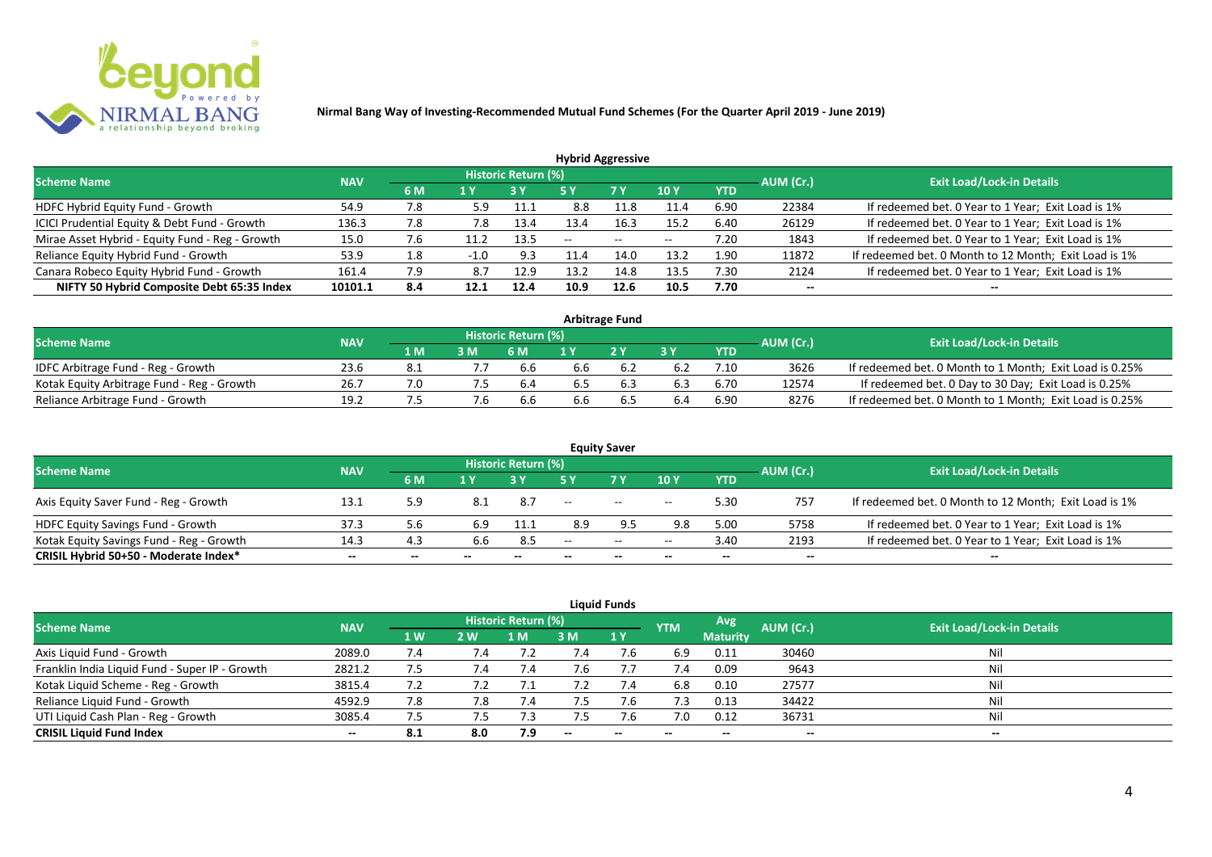**Nirmal Bang Way of Investing-Recommended Mutual Fund Schemes (For the Quarter April 2019 - June 2019)**

### Hybrid Aggressive

| Scheme Name | NAV | Historic Return (%) | | | | | | | AUM (Cr.) | Exit Load/Lock-in Details |
|---|---|---|---|---|---|---|---|---|---|---|
| | | 6 M | 1 Y | 3 Y | 5 Y | 7 Y | 10 Y | YTD | | |
| HDFC Hybrid Equity Fund - Growth | 54.9 | 7.8 | 5.9 | 11.1 | 8.8 | 11.8 | 11.4 | 6.90 | 22384 | If redeemed bet. 0 Year to 1 Year; Exit Load is 1% |
| ICICI Prudential Equity & Debt Fund - Growth | 136.3 | 7.8 | 7.8 | 13.4 | 13.4 | 16.3 | 15.2 | 6.40 | 26129 | If redeemed bet. 0 Year to 1 Year; Exit Load is 1% |
| Mirae Asset Hybrid - Equity Fund - Reg - Growth | 15.0 | 7.6 | 11.2 | 13.5 | -- | -- | -- | 7.20 | 1843 | If redeemed bet. 0 Year to 1 Year; Exit Load is 1% |
| Reliance Equity Hybrid Fund - Growth | 53.9 | 1.8 | -1.0 | 9.3 | 11.4 | 14.0 | 13.2 | 1.90 | 11872 | If redeemed bet. 0 Month to 12 Month; Exit Load is 1% |
| Canara Robeco Equity Hybrid Fund - Growth | 161.4 | 7.9 | 8.7 | 12.9 | 13.2 | 14.8 | 13.5 | 7.30 | 2124 | If redeemed bet. 0 Year to 1 Year; Exit Load is 1% |
| **NIFTY 50 Hybrid Composite Debt 65:35 Index** | **10101.1** | **8.4** | **12.1** | **12.4** | **10.9** | **12.6** | **10.5** | **7.70** | **--** | **--** |

### Arbitrage Fund

| Scheme Name | NAV | Historic Return (%) | | | | | | | AUM (Cr.) | Exit Load/Lock-in Details |
|---|---|---|---|---|---|---|---|---|---|---|
| | | 1 M | 3 M | 6 M | 1 Y | 2 Y | 3 Y | YTD | | |
| IDFC Arbitrage Fund - Reg - Growth | 23.6 | 8.1 | 7.7 | 6.6 | 6.6 | 6.2 | 6.2 | 7.10 | 3626 | If redeemed bet. 0 Month to 1 Month; Exit Load is 0.25% |
| Kotak Equity Arbitrage Fund - Reg - Growth | 26.7 | 7.0 | 7.5 | 6.4 | 6.5 | 6.3 | 6.3 | 6.70 | 12574 | If redeemed bet. 0 Day to 30 Day; Exit Load is 0.25% |
| Reliance Arbitrage Fund - Growth | 19.2 | 7.5 | 7.6 | 6.6 | 6.6 | 6.5 | 6.4 | 6.90 | 8276 | If redeemed bet. 0 Month to 1 Month; Exit Load is 0.25% |

### Equity Saver

| Scheme Name | NAV | Historic Return (%) | | | | | | | AUM (Cr.) | Exit Load/Lock-in Details |
|---|---|---|---|---|---|---|---|---|---|---|
| | | 6 M | 1 Y | 3 Y | 5 Y | 7 Y | 10 Y | YTD | | |
| Axis Equity Saver Fund - Reg - Growth | 13.1 | 5.9 | 8.1 | 8.7 | -- | -- | -- | 5.30 | 757 | If redeemed bet. 0 Month to 12 Month; Exit Load is 1% |
| HDFC Equity Savings Fund - Growth | 37.3 | 5.6 | 6.9 | 11.1 | 8.9 | 9.5 | 9.8 | 5.00 | 5758 | If redeemed bet. 0 Year to 1 Year; Exit Load is 1% |
| Kotak Equity Savings Fund - Reg - Growth | 14.3 | 4.3 | 6.6 | 8.5 | -- | -- | -- | 3.40 | 2193 | If redeemed bet. 0 Year to 1 Year; Exit Load is 1% |
| **CRISIL Hybrid 50+50 - Moderate Index*** | **--** | **--** | **--** | **--** | **--** | **--** | **--** | **--** | **--** | **--** |

### Liquid Funds

| Scheme Name | NAV | Historic Return (%) | | | | | YTM | Avg Maturity | AUM (Cr.) | Exit Load/Lock-in Details |
|---|---|---|---|---|---|---|---|---|---|---|
| | | 1 W | 2 W | 1 M | 3 M | 1 Y | | | | |
| Axis Liquid Fund - Growth | 2089.0 | 7.4 | 7.4 | 7.2 | 7.4 | 7.6 | 6.9 | 0.11 | 30460 | Nil |
| Franklin India Liquid Fund - Super IP - Growth | 2821.2 | 7.5 | 7.4 | 7.4 | 7.6 | 7.7 | 7.4 | 0.09 | 9643 | Nil |
| Kotak Liquid Scheme - Reg - Growth | 3815.4 | 7.2 | 7.2 | 7.1 | 7.2 | 7.4 | 6.8 | 0.10 | 27577 | Nil |
| Reliance Liquid Fund - Growth | 4592.9 | 7.8 | 7.8 | 7.4 | 7.5 | 7.6 | 7.3 | 0.13 | 34422 | Nil |
| UTI Liquid Cash Plan - Reg - Growth | 3085.4 | 7.5 | 7.5 | 7.3 | 7.5 | 7.6 | 7.0 | 0.12 | 36731 | Nil |
| **CRISIL Liquid Fund Index** | **--** | **8.1** | **8.0** | **7.9** | **--** | **--** | **--** | **--** | **--** | **--** |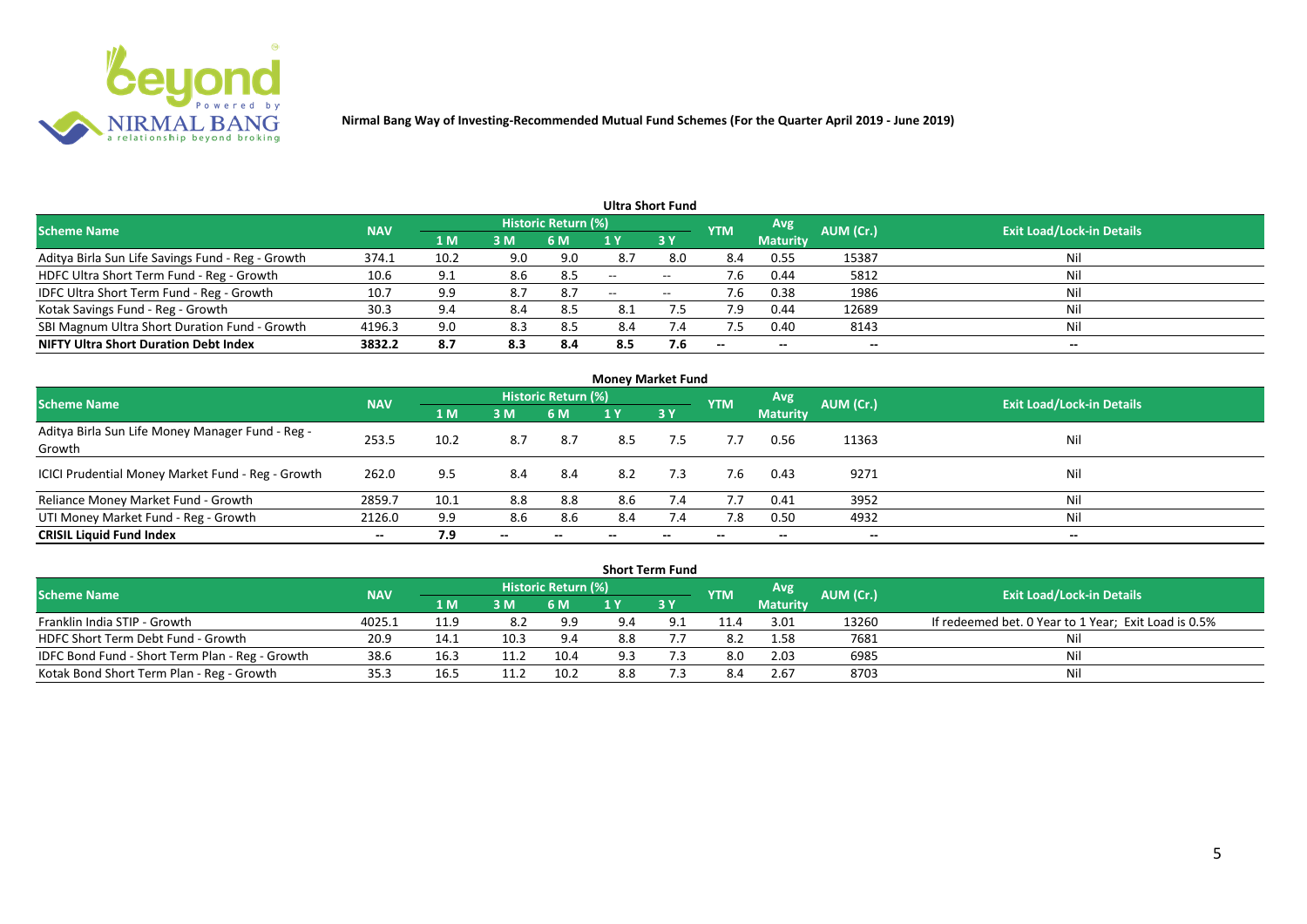# Nirmal Bang Way of Investing-Recommended Mutual Fund Schemes (For the Quarter April 2019 - June 2019)

## Ultra Short Fund

| Scheme Name | NAV | Historic Return (%) | | | | | YTM | Avg Maturity | AUM (Cr.) | Exit Load/Lock-in Details |
|---|---|---|---|---|---|---|---|---|---|---|
| | | 1 M | 3 M | 6 M | 1 Y | 3 Y | | | | |
| Aditya Birla Sun Life Savings Fund - Reg - Growth | 374.1 | 10.2 | 9.0 | 9.0 | 8.7 | 8.0 | 8.4 | 0.55 | 15387 | Nil |
| HDFC Ultra Short Term Fund - Reg - Growth | 10.6 | 9.1 | 8.6 | 8.5 | -- | -- | 7.6 | 0.44 | 5812 | Nil |
| IDFC Ultra Short Term Fund - Reg - Growth | 10.7 | 9.9 | 8.7 | 8.7 | -- | -- | 7.6 | 0.38 | 1986 | Nil |
| Kotak Savings Fund - Reg - Growth | 30.3 | 9.4 | 8.4 | 8.5 | 8.1 | 7.5 | 7.9 | 0.44 | 12689 | Nil |
| SBI Magnum Ultra Short Duration Fund - Growth | 4196.3 | 9.0 | 8.3 | 8.5 | 8.4 | 7.4 | 7.5 | 0.40 | 8143 | Nil |
| **NIFTY Ultra Short Duration Debt Index** | **3832.2** | **8.7** | **8.3** | **8.4** | **8.5** | **7.6** | **--** | **--** | **--** | **--** |

## Money Market Fund

| Scheme Name | NAV | Historic Return (%) | | | | | YTM | Avg Maturity | AUM (Cr.) | Exit Load/Lock-in Details |
|---|---|---|---|---|---|---|---|---|---|---|
| | | 1 M | 3 M | 6 M | 1 Y | 3 Y | | | | |
| Aditya Birla Sun Life Money Manager Fund - Reg - Growth | 253.5 | 10.2 | 8.7 | 8.7 | 8.5 | 7.5 | 7.7 | 0.56 | 11363 | Nil |
| ICICI Prudential Money Market Fund - Reg - Growth | 262.0 | 9.5 | 8.4 | 8.4 | 8.2 | 7.3 | 7.6 | 0.43 | 9271 | Nil |
| Reliance Money Market Fund - Growth | 2859.7 | 10.1 | 8.8 | 8.8 | 8.6 | 7.4 | 7.7 | 0.41 | 3952 | Nil |
| UTI Money Market Fund - Reg - Growth | 2126.0 | 9.9 | 8.6 | 8.6 | 8.4 | 7.4 | 7.8 | 0.50 | 4932 | Nil |
| **CRISIL Liquid Fund Index** | **--** | **7.9** | **--** | **--** | **--** | **--** | **--** | **--** | **--** | **--** |

## Short Term Fund

| Scheme Name | NAV | Historic Return (%) | | | | | YTM | Avg Maturity | AUM (Cr.) | Exit Load/Lock-in Details |
|---|---|---|---|---|---|---|---|---|---|---|
| | | 1 M | 3 M | 6 M | 1 Y | 3 Y | | | | |
| Franklin India STIP - Growth | 4025.1 | 11.9 | 8.2 | 9.9 | 9.4 | 9.1 | 11.4 | 3.01 | 13260 | If redeemed bet. 0 Year to 1 Year; Exit Load is 0.5% |
| HDFC Short Term Debt Fund - Growth | 20.9 | 14.1 | 10.3 | 9.4 | 8.8 | 7.7 | 8.2 | 1.58 | 7681 | Nil |
| IDFC Bond Fund - Short Term Plan - Reg - Growth | 38.6 | 16.3 | 11.2 | 10.4 | 9.3 | 7.3 | 8.0 | 2.03 | 6985 | Nil |
| Kotak Bond Short Term Plan - Reg - Growth | 35.3 | 16.5 | 11.2 | 10.2 | 8.8 | 7.3 | 8.4 | 2.67 | 8703 | Nil |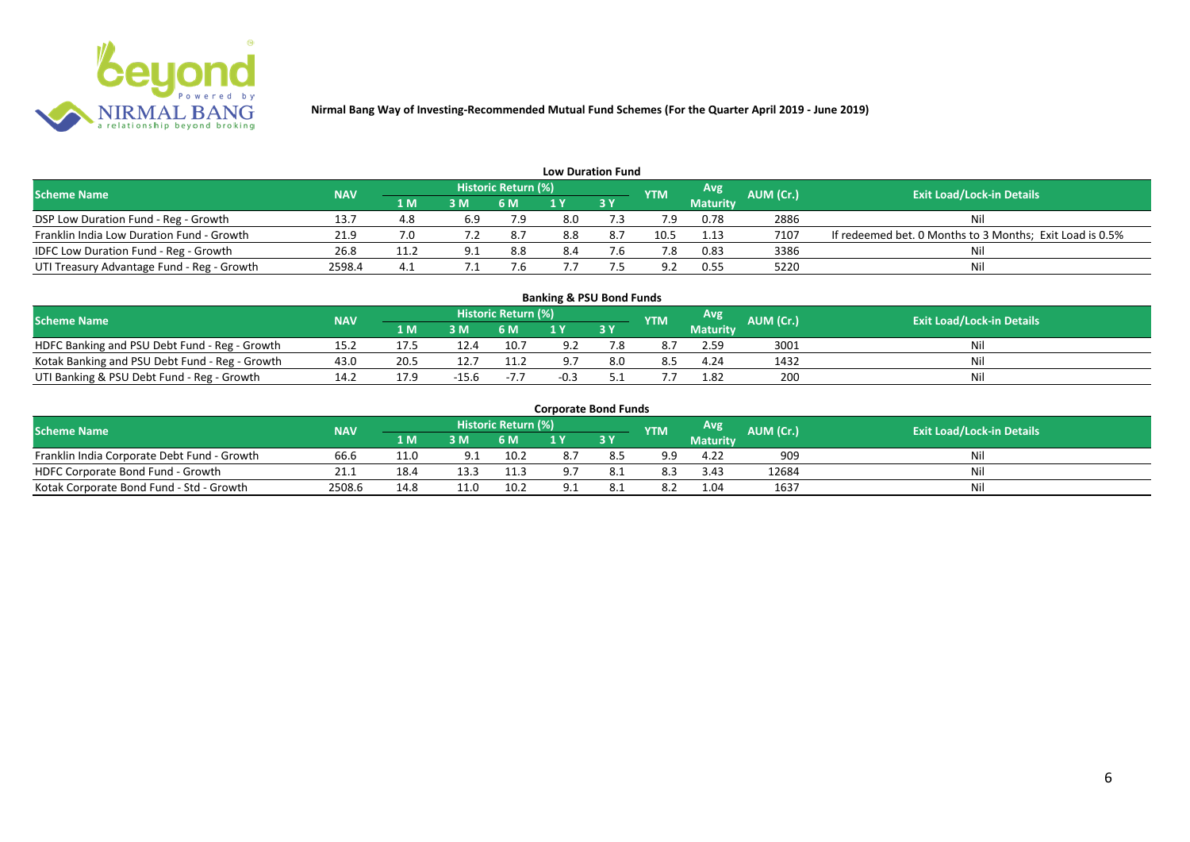**Nirmal Bang Way of Investing-Recommended Mutual Fund Schemes (For the Quarter April 2019 - June 2019)**

## Low Duration Fund

| Scheme Name | NAV | Historic Return (%) | | | | | YTM | Avg Maturity | AUM (Cr.) | Exit Load/Lock-in Details |
|---|---|---|---|---|---|---|---|---|---|---|
| | | 1 M | 3 M | 6 M | 1 Y | 3 Y | | | | |
| DSP Low Duration Fund - Reg - Growth | 13.7 | 4.8 | 6.9 | 7.9 | 8.0 | 7.3 | 7.9 | 0.78 | 2886 | Nil |
| Franklin India Low Duration Fund - Growth | 21.9 | 7.0 | 7.2 | 8.7 | 8.8 | 8.7 | 10.5 | 1.13 | 7107 | If redeemed bet. 0 Months to 3 Months; Exit Load is 0.5% |
| IDFC Low Duration Fund - Reg - Growth | 26.8 | 11.2 | 9.1 | 8.8 | 8.4 | 7.6 | 7.8 | 0.83 | 3386 | Nil |
| UTI Treasury Advantage Fund - Reg - Growth | 2598.4 | 4.1 | 7.1 | 7.6 | 7.7 | 7.5 | 9.2 | 0.55 | 5220 | Nil |

## Banking & PSU Bond Funds

| Scheme Name | NAV | Historic Return (%) | | | | | YTM | Avg Maturity | AUM (Cr.) | Exit Load/Lock-in Details |
|---|---|---|---|---|---|---|---|---|---|---|
| | | 1 M | 3 M | 6 M | 1 Y | 3 Y | | | | |
| HDFC Banking and PSU Debt Fund - Reg - Growth | 15.2 | 17.5 | 12.4 | 10.7 | 9.2 | 7.8 | 8.7 | 2.59 | 3001 | Nil |
| Kotak Banking and PSU Debt Fund - Reg - Growth | 43.0 | 20.5 | 12.7 | 11.2 | 9.7 | 8.0 | 8.5 | 4.24 | 1432 | Nil |
| UTI Banking & PSU Debt Fund - Reg - Growth | 14.2 | 17.9 | -15.6 | -7.7 | -0.3 | 5.1 | 7.7 | 1.82 | 200 | Nil |

## Corporate Bond Funds

| Scheme Name | NAV | Historic Return (%) | | | | | YTM | Avg Maturity | AUM (Cr.) | Exit Load/Lock-in Details |
|---|---|---|---|---|---|---|---|---|---|---|
| | | 1 M | 3 M | 6 M | 1 Y | 3 Y | | | | |
| Franklin India Corporate Debt Fund - Growth | 66.6 | 11.0 | 9.1 | 10.2 | 8.7 | 8.5 | 9.9 | 4.22 | 909 | Nil |
| HDFC Corporate Bond Fund - Growth | 21.1 | 18.4 | 13.3 | 11.3 | 9.7 | 8.1 | 8.3 | 3.43 | 12684 | Nil |
| Kotak Corporate Bond Fund - Std - Growth | 2508.6 | 14.8 | 11.0 | 10.2 | 9.1 | 8.1 | 8.2 | 1.04 | 1637 | Nil |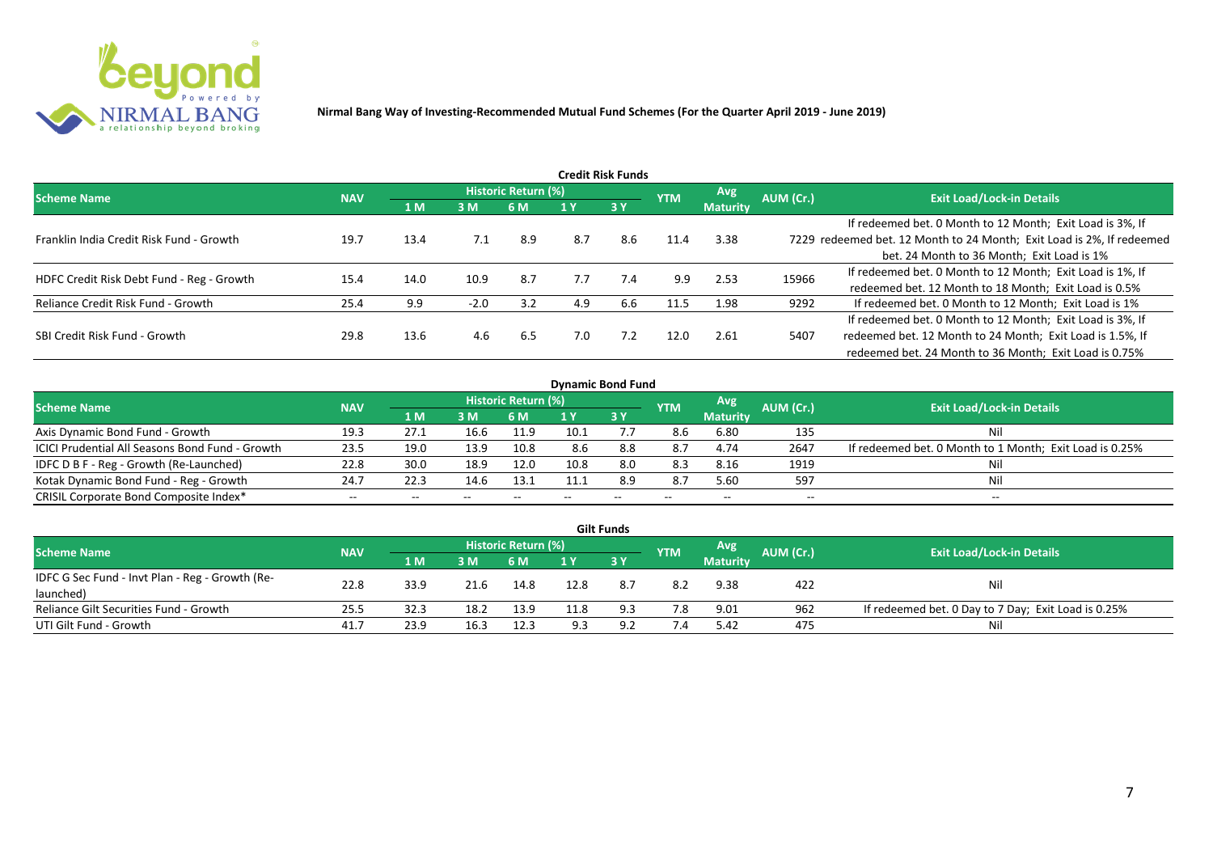**Nirmal Bang Way of Investing-Recommended Mutual Fund Schemes (For the Quarter April 2019 - June 2019)**

### Credit Risk Funds

| Scheme Name | NAV | Historic Return (%) | | | | | YTM | Avg Maturity | AUM (Cr.) | Exit Load/Lock-in Details |
|---|---|---|---|---|---|---|---|---|---|---|
| | | 1 M | 3 M | 6 M | 1 Y | 3 Y | | | | |
| Franklin India Credit Risk Fund - Growth | 19.7 | 13.4 | 7.1 | 8.9 | 8.7 | 8.6 | 11.4 | 3.38 | 7229 | If redeemed bet. 0 Month to 12 Month; Exit Load is 3%, If redeemed bet. 12 Month to 24 Month; Exit Load is 2%, If redeemed bet. 24 Month to 36 Month; Exit Load is 1% |
| HDFC Credit Risk Debt Fund - Reg - Growth | 15.4 | 14.0 | 10.9 | 8.7 | 7.7 | 7.4 | 9.9 | 2.53 | 15966 | If redeemed bet. 0 Month to 12 Month; Exit Load is 1%, If redeemed bet. 12 Month to 18 Month; Exit Load is 0.5% |
| Reliance Credit Risk Fund - Growth | 25.4 | 9.9 | -2.0 | 3.2 | 4.9 | 6.6 | 11.5 | 1.98 | 9292 | If redeemed bet. 0 Month to 12 Month; Exit Load is 1% |
| SBI Credit Risk Fund - Growth | 29.8 | 13.6 | 4.6 | 6.5 | 7.0 | 7.2 | 12.0 | 2.61 | 5407 | If redeemed bet. 0 Month to 12 Month; Exit Load is 3%, If redeemed bet. 12 Month to 24 Month; Exit Load is 1.5%, If redeemed bet. 24 Month to 36 Month; Exit Load is 0.75% |

### Dynamic Bond Fund

| Scheme Name | NAV | Historic Return (%) | | | | | YTM | Avg Maturity | AUM (Cr.) | Exit Load/Lock-in Details |
|---|---|---|---|---|---|---|---|---|---|---|
| | | 1 M | 3 M | 6 M | 1 Y | 3 Y | | | | |
| Axis Dynamic Bond Fund - Growth | 19.3 | 27.1 | 16.6 | 11.9 | 10.1 | 7.7 | 8.6 | 6.80 | 135 | Nil |
| ICICI Prudential All Seasons Bond Fund - Growth | 23.5 | 19.0 | 13.9 | 10.8 | 8.6 | 8.8 | 8.7 | 4.74 | 2647 | If redeemed bet. 0 Month to 1 Month; Exit Load is 0.25% |
| IDFC D B F - Reg - Growth (Re-Launched) | 22.8 | 30.0 | 18.9 | 12.0 | 10.8 | 8.0 | 8.3 | 8.16 | 1919 | Nil |
| Kotak Dynamic Bond Fund - Reg - Growth | 24.7 | 22.3 | 14.6 | 13.1 | 11.1 | 8.9 | 8.7 | 5.60 | 597 | Nil |
| CRISIL Corporate Bond Composite Index* | -- | -- | -- | -- | -- | -- | -- | -- | -- | -- |

### Gilt Funds

| Scheme Name | NAV | Historic Return (%) | | | | | YTM | Avg Maturity | AUM (Cr.) | Exit Load/Lock-in Details |
|---|---|---|---|---|---|---|---|---|---|---|
| | | 1 M | 3 M | 6 M | 1 Y | 3 Y | | | | |
| IDFC G Sec Fund - Invt Plan - Reg - Growth (Re-launched) | 22.8 | 33.9 | 21.6 | 14.8 | 12.8 | 8.7 | 8.2 | 9.38 | 422 | Nil |
| Reliance Gilt Securities Fund - Growth | 25.5 | 32.3 | 18.2 | 13.9 | 11.8 | 9.3 | 7.8 | 9.01 | 962 | If redeemed bet. 0 Day to 7 Day; Exit Load is 0.25% |
| UTI Gilt Fund - Growth | 41.7 | 23.9 | 16.3 | 12.3 | 9.3 | 9.2 | 7.4 | 5.42 | 475 | Nil |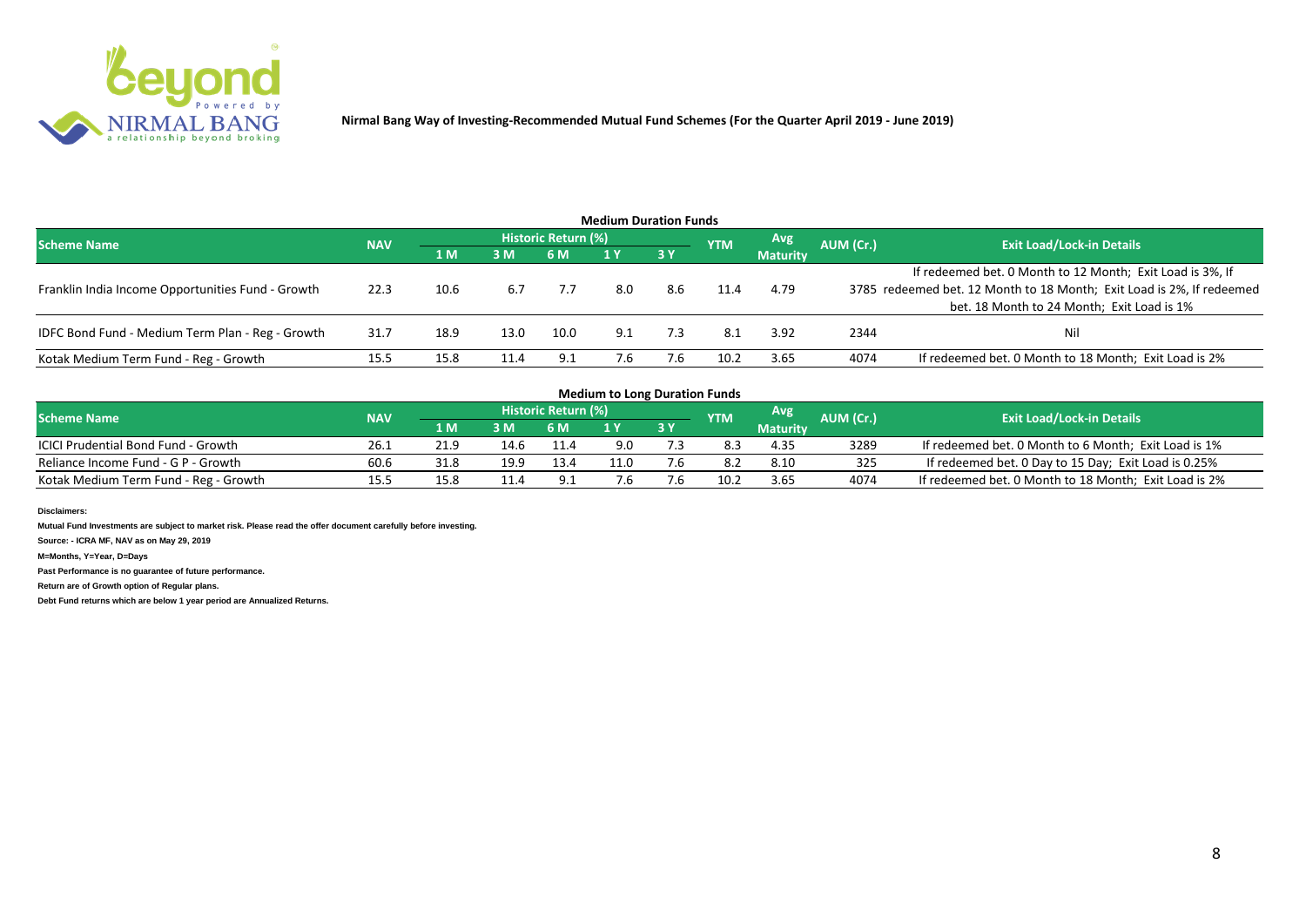**Nirmal Bang Way of Investing-Recommended Mutual Fund Schemes (For the Quarter April 2019 - June 2019)**

### Medium Duration Funds

| Scheme Name | NAV | Historic Return (%) | | | | | YTM | Avg Maturity | AUM (Cr.) | Exit Load/Lock-in Details |
|---|---|---|---|---|---|---|---|---|---|---|
| | | 1 M | 3 M | 6 M | 1 Y | 3 Y | | | | |
| Franklin India Income Opportunities Fund - Growth | 22.3 | 10.6 | 6.7 | 7.7 | 8.0 | 8.6 | 11.4 | 4.79 | 3785 | If redeemed bet. 0 Month to 12 Month; Exit Load is 3%, If redeemed bet. 12 Month to 18 Month; Exit Load is 2%, If redeemed bet. 18 Month to 24 Month; Exit Load is 1% |
| IDFC Bond Fund - Medium Term Plan - Reg - Growth | 31.7 | 18.9 | 13.0 | 10.0 | 9.1 | 7.3 | 8.1 | 3.92 | 2344 | Nil |
| Kotak Medium Term Fund - Reg - Growth | 15.5 | 15.8 | 11.4 | 9.1 | 7.6 | 7.6 | 10.2 | 3.65 | 4074 | If redeemed bet. 0 Month to 18 Month; Exit Load is 2% |

### Medium to Long Duration Funds

| Scheme Name | NAV | Historic Return (%) | | | | | YTM | Avg Maturity | AUM (Cr.) | Exit Load/Lock-in Details |
|---|---|---|---|---|---|---|---|---|---|---|
| | | 1 M | 3 M | 6 M | 1 Y | 3 Y | | | | |
| ICICI Prudential Bond Fund - Growth | 26.1 | 21.9 | 14.6 | 11.4 | 9.0 | 7.3 | 8.3 | 4.35 | 3289 | If redeemed bet. 0 Month to 6 Month; Exit Load is 1% |
| Reliance Income Fund - G P - Growth | 60.6 | 31.8 | 19.9 | 13.4 | 11.0 | 7.6 | 8.2 | 8.10 | 325 | If redeemed bet. 0 Day to 15 Day; Exit Load is 0.25% |
| Kotak Medium Term Fund - Reg - Growth | 15.5 | 15.8 | 11.4 | 9.1 | 7.6 | 7.6 | 10.2 | 3.65 | 4074 | If redeemed bet. 0 Month to 18 Month; Exit Load is 2% |

**Disclaimers:**

**Mutual Fund Investments are subject to market risk. Please read the offer document carefully before investing.**

**Source: - ICRA MF, NAV as on May 29, 2019**

**M=Months, Y=Year, D=Days**

**Past Performance is no guarantee of future performance.**

**Return are of Growth option of Regular plans.**

**Debt Fund returns which are below 1 year period are Annualized Returns.**